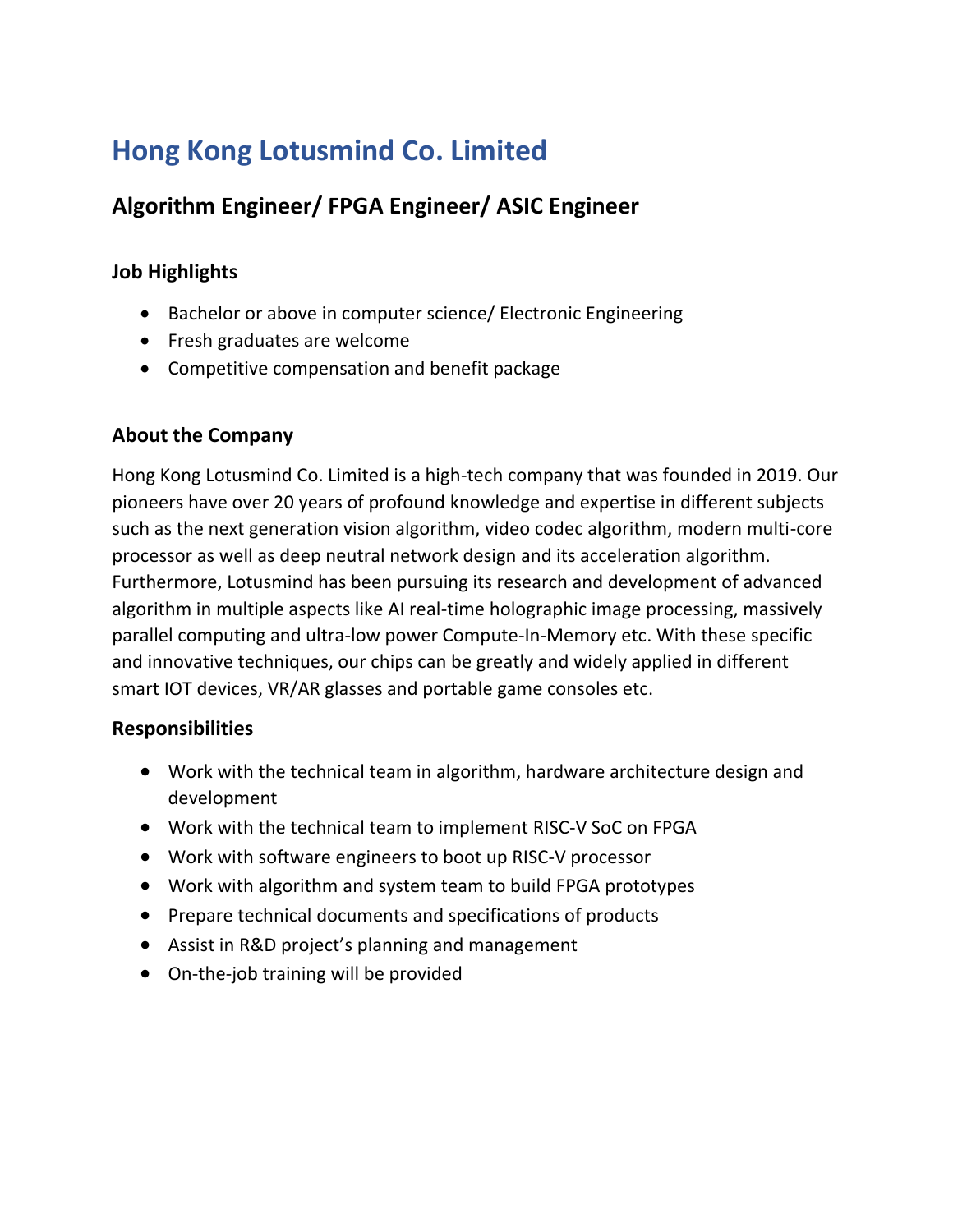# Hong Kong Lotusmind Co. Limited

## Algorithm Engineer/ FPGA Engineer/ ASIC Engineer

### Job Highlights

- Bachelor or above in computer science/ Electronic Engineering
- Fresh graduates are welcome
- Competitive compensation and benefit package

### About the Company

Hong Kong Lotusmind Co. Limited is a high-tech company that was founded in 2019. Our pioneers have over 20 years of profound knowledge and expertise in different subjects such as the next generation vision algorithm, video codec algorithm, modern multi-core processor as well as deep neutral network design and its acceleration algorithm. Furthermore, Lotusmind has been pursuing its research and development of advanced algorithm in multiple aspects like AI real-time holographic image processing, massively parallel computing and ultra-low power Compute-In-Memory etc. With these specific and innovative techniques, our chips can be greatly and widely applied in different smart IOT devices, VR/AR glasses and portable game consoles etc.

### Responsibilities

- Work with the technical team in algorithm, hardware architecture design and development
- Work with the technical team to implement RISC-V SoC on FPGA
- Work with software engineers to boot up RISC-V processor
- Work with algorithm and system team to build FPGA prototypes
- Prepare technical documents and specifications of products
- Assist in R&D project's planning and management
- On-the-job training will be provided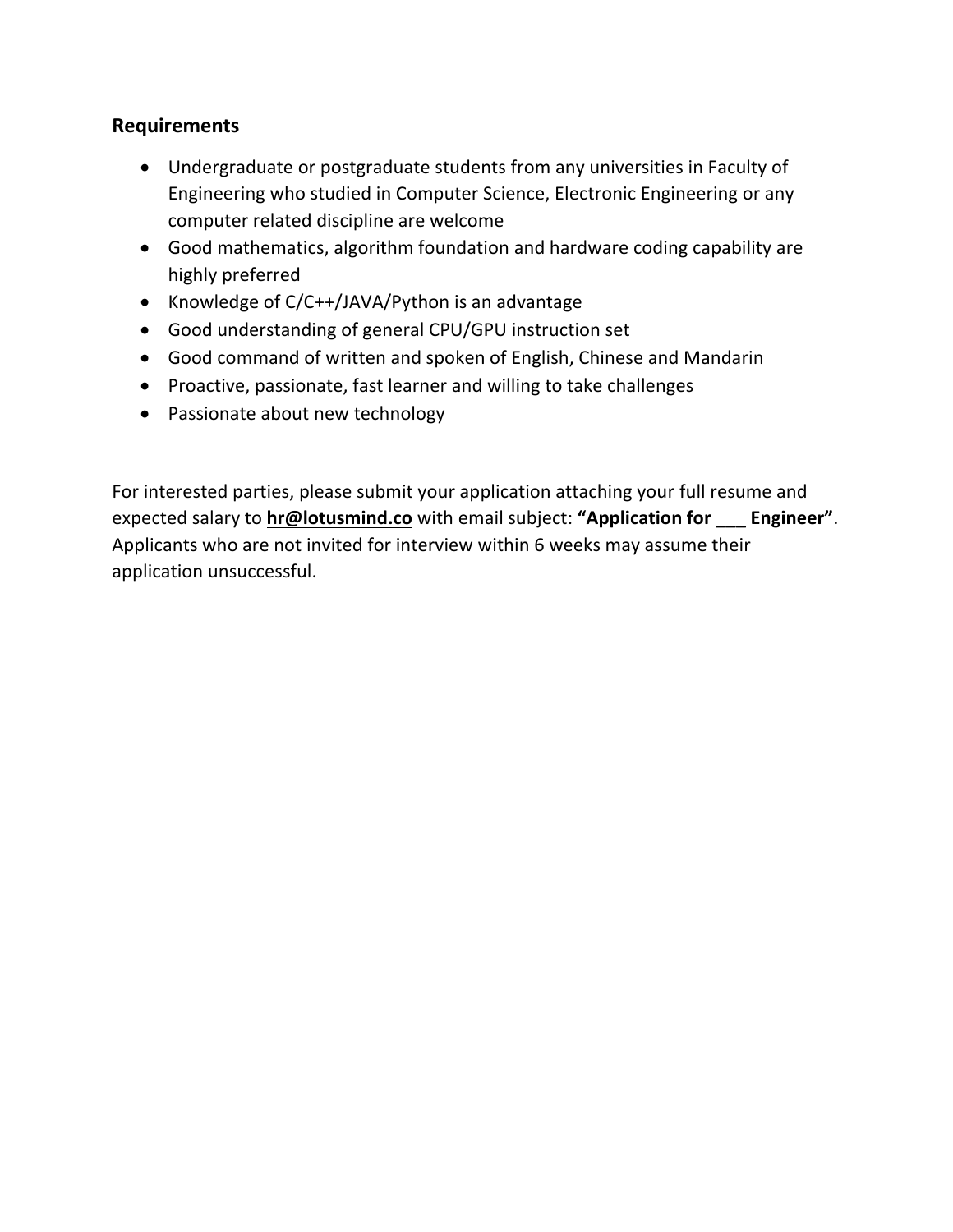## Requirements

- Undergraduate or postgraduate students from any universities in Faculty of Engineering who studied in Computer Science, Electronic Engineering or any computer related discipline are welcome
- Good mathematics, algorithm foundation and hardware coding capability are highly preferred
- Knowledge of C/C++/JAVA/Python is an advantage
- Good understanding of general CPU/GPU instruction set
- Good command of written and spoken of English, Chinese and Mandarin
- Proactive, passionate, fast learner and willing to take challenges
- Passionate about new technology

For interested parties, please submit your application attaching your full resume and expected salary to **hr@lotusmind.co** with email subject: **"Application for ___ Engineer"**. Applicants who are not invited for interview within 6 weeks may assume their application unsuccessful.